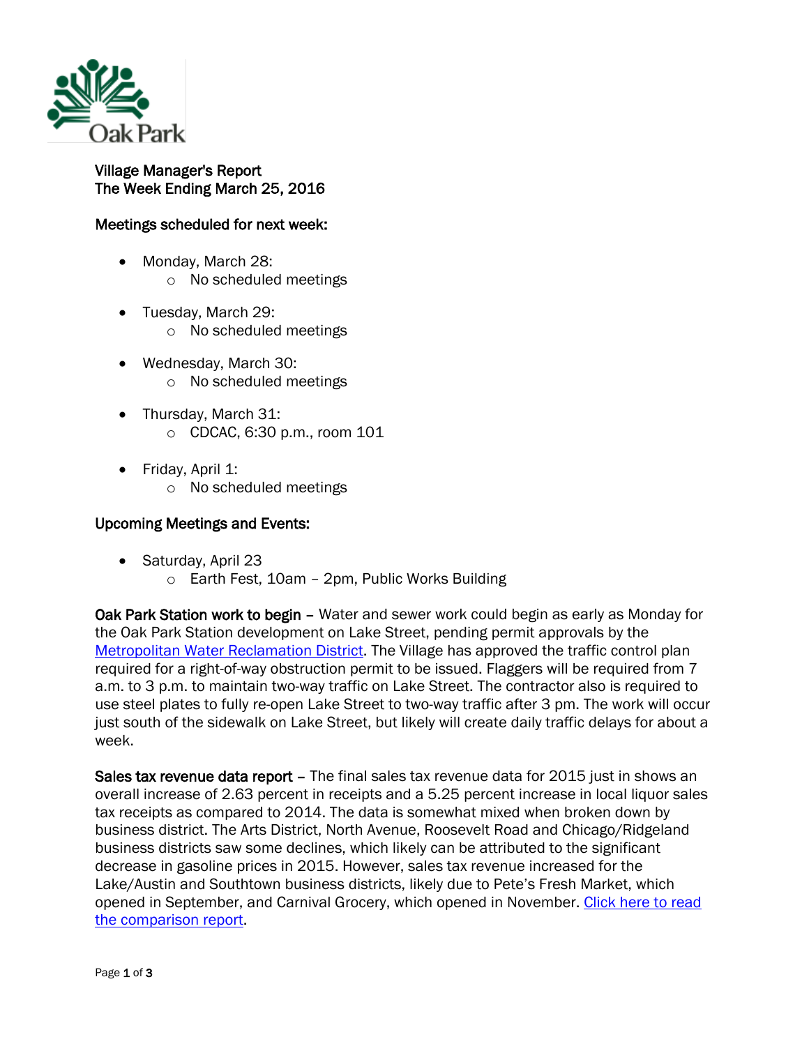Oak Park

# Village Manager's Report
## The Week Ending March 25, 2016

### Meetings scheduled for next week:

- Monday, March 28:
  - No scheduled meetings
- Tuesday, March 29:
  - No scheduled meetings
- Wednesday, March 30:
  - No scheduled meetings
- Thursday, March 31:
  - CDCAC, 6:30 p.m., room 101
- Friday, April 1:
  - No scheduled meetings

### Upcoming Meetings and Events:

- Saturday, April 23
  - Earth Fest, 10am – 2pm, Public Works Building

**Oak Park Station work to begin** – Water and sewer work could begin as early as Monday for the Oak Park Station development on Lake Street, pending permit approvals by the [Metropolitan Water Reclamation District](). The Village has approved the traffic control plan required for a right-of-way obstruction permit to be issued. Flaggers will be required from 7 a.m. to 3 p.m. to maintain two-way traffic on Lake Street. The contractor also is required to use steel plates to fully re-open Lake Street to two-way traffic after 3 pm. The work will occur just south of the sidewalk on Lake Street, but likely will create daily traffic delays for about a week.

**Sales tax revenue data report** – The final sales tax revenue data for 2015 just in shows an overall increase of 2.63 percent in receipts and a 5.25 percent increase in local liquor sales tax receipts as compared to 2014. The data is somewhat mixed when broken down by business district. The Arts District, North Avenue, Roosevelt Road and Chicago/Ridgeland business districts saw some declines, which likely can be attributed to the significant decrease in gasoline prices in 2015. However, sales tax revenue increased for the Lake/Austin and Southtown business districts, likely due to Pete's Fresh Market, which opened in September, and Carnival Grocery, which opened in November. [Click here to read the comparison report]().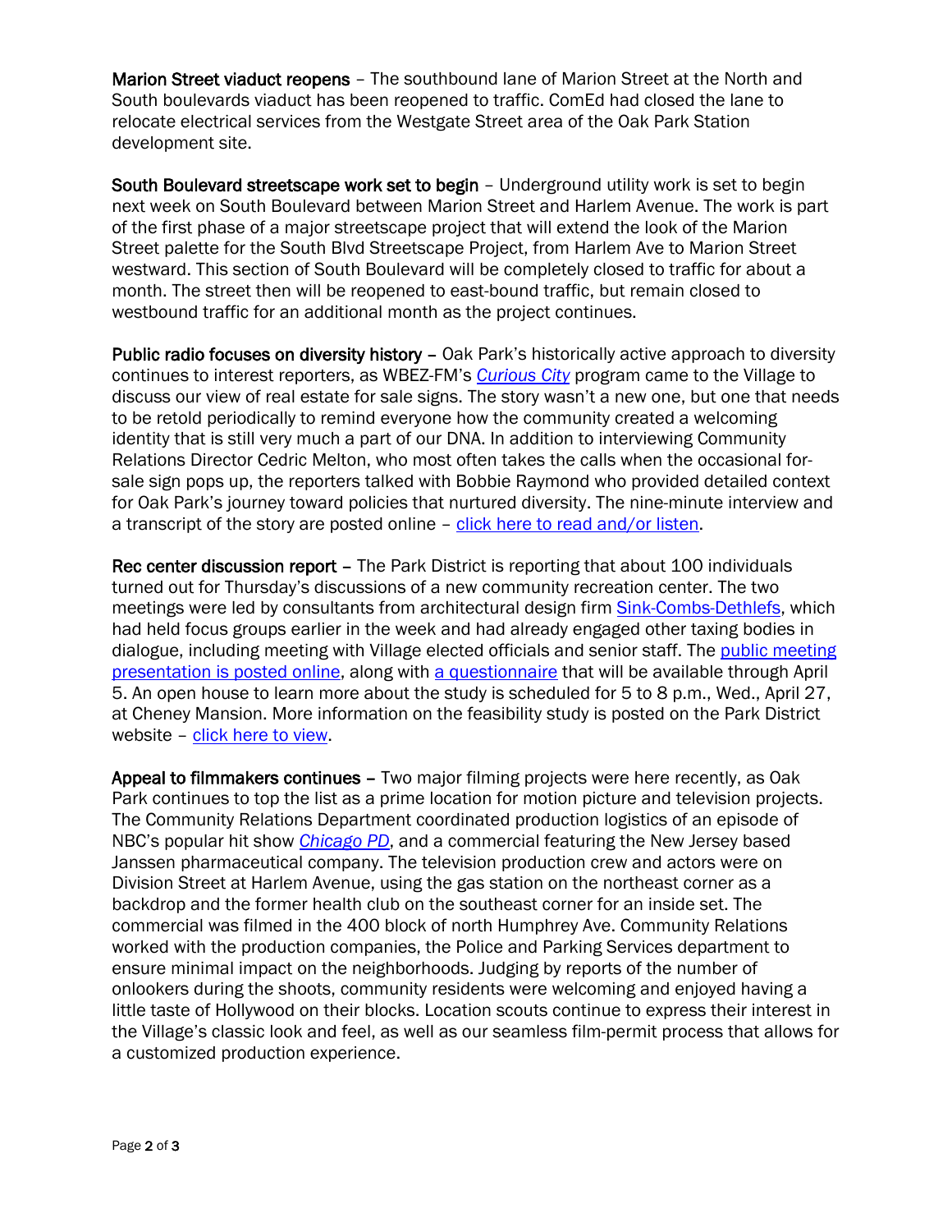**Marion Street viaduct reopens** – The southbound lane of Marion Street at the North and South boulevards viaduct has been reopened to traffic. ComEd had closed the lane to relocate electrical services from the Westgate Street area of the Oak Park Station development site.

**South Boulevard streetscape work set to begin** – Underground utility work is set to begin next week on South Boulevard between Marion Street and Harlem Avenue. The work is part of the first phase of a major streetscape project that will extend the look of the Marion Street palette for the South Blvd Streetscape Project, from Harlem Ave to Marion Street westward. This section of South Boulevard will be completely closed to traffic for about a month. The street then will be reopened to east-bound traffic, but remain closed to westbound traffic for an additional month as the project continues.

**Public radio focuses on diversity history** – Oak Park's historically active approach to diversity continues to interest reporters, as WBEZ-FM's *Curious City* program came to the Village to discuss our view of real estate for sale signs. The story wasn't a new one, but one that needs to be retold periodically to remind everyone how the community created a welcoming identity that is still very much a part of our DNA. In addition to interviewing Community Relations Director Cedric Melton, who most often takes the calls when the occasional for-sale sign pops up, the reporters talked with Bobbie Raymond who provided detailed context for Oak Park's journey toward policies that nurtured diversity. The nine-minute interview and a transcript of the story are posted online – click here to read and/or listen.

**Rec center discussion report** – The Park District is reporting that about 100 individuals turned out for Thursday's discussions of a new community recreation center. The two meetings were led by consultants from architectural design firm Sink-Combs-Dethlefs, which had held focus groups earlier in the week and had already engaged other taxing bodies in dialogue, including meeting with Village elected officials and senior staff. The public meeting presentation is posted online, along with a questionnaire that will be available through April 5. An open house to learn more about the study is scheduled for 5 to 8 p.m., Wed., April 27, at Cheney Mansion. More information on the feasibility study is posted on the Park District website – click here to view.

**Appeal to filmmakers continues** – Two major filming projects were here recently, as Oak Park continues to top the list as a prime location for motion picture and television projects. The Community Relations Department coordinated production logistics of an episode of NBC's popular hit show *Chicago PD*, and a commercial featuring the New Jersey based Janssen pharmaceutical company. The television production crew and actors were on Division Street at Harlem Avenue, using the gas station on the northeast corner as a backdrop and the former health club on the southeast corner for an inside set. The commercial was filmed in the 400 block of north Humphrey Ave. Community Relations worked with the production companies, the Police and Parking Services department to ensure minimal impact on the neighborhoods. Judging by reports of the number of onlookers during the shoots, community residents were welcoming and enjoyed having a little taste of Hollywood on their blocks. Location scouts continue to express their interest in the Village's classic look and feel, as well as our seamless film-permit process that allows for a customized production experience.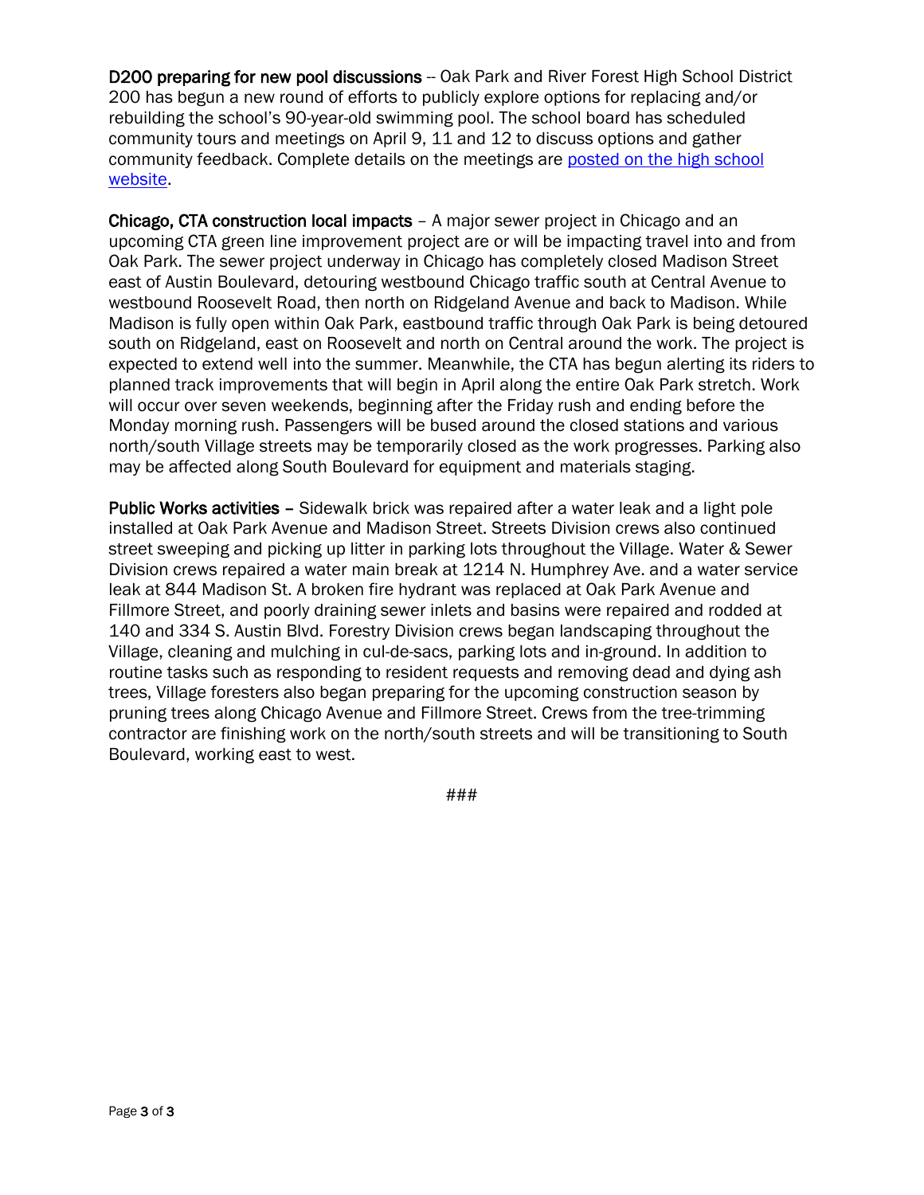**D200 preparing for new pool discussions** -- Oak Park and River Forest High School District 200 has begun a new round of efforts to publicly explore options for replacing and/or rebuilding the school's 90-year-old swimming pool. The school board has scheduled community tours and meetings on April 9, 11 and 12 to discuss options and gather community feedback. Complete details on the meetings are [posted on the high school website](#).

**Chicago, CTA construction local impacts** – A major sewer project in Chicago and an upcoming CTA green line improvement project are or will be impacting travel into and from Oak Park. The sewer project underway in Chicago has completely closed Madison Street east of Austin Boulevard, detouring westbound Chicago traffic south at Central Avenue to westbound Roosevelt Road, then north on Ridgeland Avenue and back to Madison. While Madison is fully open within Oak Park, eastbound traffic through Oak Park is being detoured south on Ridgeland, east on Roosevelt and north on Central around the work. The project is expected to extend well into the summer. Meanwhile, the CTA has begun alerting its riders to planned track improvements that will begin in April along the entire Oak Park stretch. Work will occur over seven weekends, beginning after the Friday rush and ending before the Monday morning rush. Passengers will be bused around the closed stations and various north/south Village streets may be temporarily closed as the work progresses. Parking also may be affected along South Boulevard for equipment and materials staging.

**Public Works activities** – Sidewalk brick was repaired after a water leak and a light pole installed at Oak Park Avenue and Madison Street. Streets Division crews also continued street sweeping and picking up litter in parking lots throughout the Village. Water & Sewer Division crews repaired a water main break at 1214 N. Humphrey Ave. and a water service leak at 844 Madison St. A broken fire hydrant was replaced at Oak Park Avenue and Fillmore Street, and poorly draining sewer inlets and basins were repaired and rodded at 140 and 334 S. Austin Blvd. Forestry Division crews began landscaping throughout the Village, cleaning and mulching in cul-de-sacs, parking lots and in-ground. In addition to routine tasks such as responding to resident requests and removing dead and dying ash trees, Village foresters also began preparing for the upcoming construction season by pruning trees along Chicago Avenue and Fillmore Street. Crews from the tree-trimming contractor are finishing work on the north/south streets and will be transitioning to South Boulevard, working east to west.

###